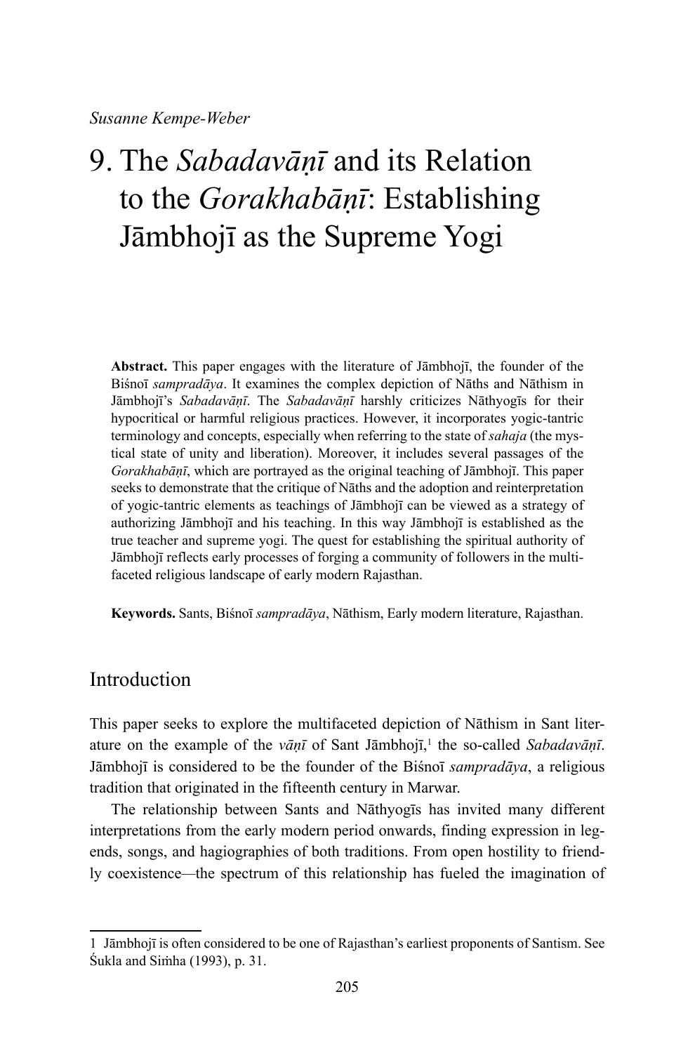*Susanne Kempe-Weber*

# 9. The *Sabadavāṇī* and its Relation to the *Gorakhabāṇī*: Establishing Jāmbhojī as the Supreme Yogi

**Abstract.** This paper engages with the literature of Jāmbhojī, the founder of the Biśnoī *sampradāya*. It examines the complex depiction of Nāths and Nāthism in Jāmbhojī's *Sabadavāṇī*. The *Sabadavāṇī* harshly criticizes Nāthyogīs for their hypocritical or harmful religious practices. However, it incorporates yogic-tantric terminology and concepts, especially when referring to the state of *sahaja* (the mystical state of unity and liberation). Moreover, it includes several passages of the *Gorakhabāṇī*, which are portrayed as the original teaching of Jāmbhojī. This paper seeks to demonstrate that the critique of Nāths and the adoption and reinterpretation of yogic-tantric elements as teachings of Jāmbhojī can be viewed as a strategy of authorizing Jāmbhojī and his teaching. In this way Jāmbhojī is established as the true teacher and supreme yogi. The quest for establishing the spiritual authority of Jāmbhojī reflects early processes of forging a community of followers in the multifaceted religious landscape of early modern Rajasthan.

**Keywords.** Sants, Biśnoī *sampradāya*, Nāthism, Early modern literature, Rajasthan.

## Introduction

This paper seeks to explore the multifaceted depiction of Nāthism in Sant literature on the example of the *vāṇī* of Sant Jāmbhojī,[1] the so-called *Sabadavāṇī*. Jāmbhojī is considered to be the founder of the Biśnoī *sampradāya*, a religious tradition that originated in the fifteenth century in Marwar.

The relationship between Sants and Nāthyogīs has invited many different interpretations from the early modern period onwards, finding expression in legends, songs, and hagiographies of both traditions. From open hostility to friendly coexistence—the spectrum of this relationship has fueled the imagination of

1 Jāmbhojī is often considered to be one of Rajasthan's earliest proponents of Santism. See Śukla and Siṁha (1993), p. 31.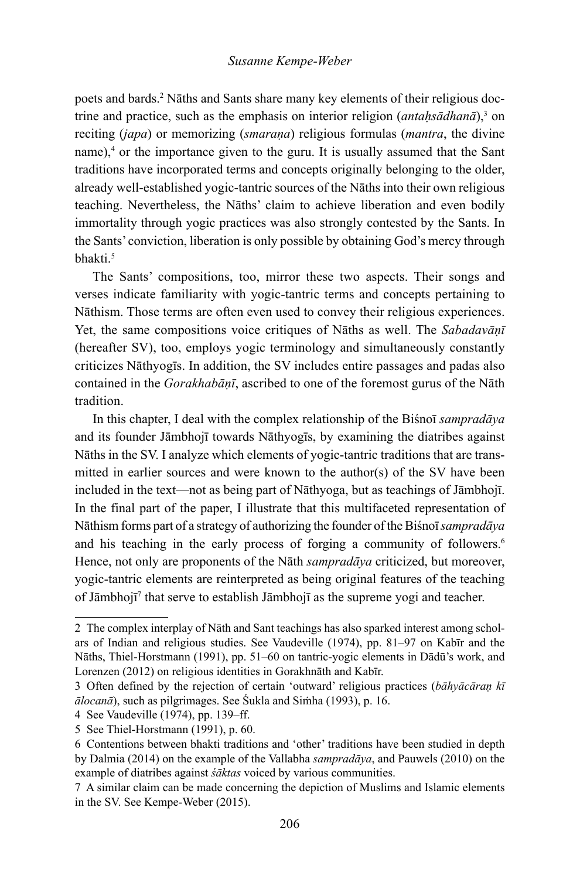poets and bards.[2] Nāths and Sants share many key elements of their religious doctrine and practice, such as the emphasis on interior religion (*antaḥsādhanā*),[3] on reciting (*japa*) or memorizing (*smaraṇa*) religious formulas (*mantra*, the divine name),[4] or the importance given to the guru. It is usually assumed that the Sant traditions have incorporated terms and concepts originally belonging to the older, already well-established yogic-tantric sources of the Nāths into their own religious teaching. Nevertheless, the Nāths' claim to achieve liberation and even bodily immortality through yogic practices was also strongly contested by the Sants. In the Sants' conviction, liberation is only possible by obtaining God's mercy through bhakti.[5]

The Sants' compositions, too, mirror these two aspects. Their songs and verses indicate familiarity with yogic-tantric terms and concepts pertaining to Nāthism. Those terms are often even used to convey their religious experiences. Yet, the same compositions voice critiques of Nāths as well. The *Sabadavāṇī* (hereafter SV), too, employs yogic terminology and simultaneously constantly criticizes Nāthyogīs. In addition, the SV includes entire passages and padas also contained in the *Gorakhabāṇī*, ascribed to one of the foremost gurus of the Nāth tradition.

In this chapter, I deal with the complex relationship of the Biśnoī *sampradāya* and its founder Jāmbhojī towards Nāthyogīs, by examining the diatribes against Nāths in the SV. I analyze which elements of yogic-tantric traditions that are transmitted in earlier sources and were known to the author(s) of the SV have been included in the text—not as being part of Nāthyoga, but as teachings of Jāmbhojī. In the final part of the paper, I illustrate that this multifaceted representation of Nāthism forms part of a strategy of authorizing the founder of the Biśnoī *sampradāya* and his teaching in the early process of forging a community of followers.[6] Hence, not only are proponents of the Nāth *sampradāya* criticized, but moreover, yogic-tantric elements are reinterpreted as being original features of the teaching of Jāmbhojī[7] that serve to establish Jāmbhojī as the supreme yogi and teacher.

---

2 The complex interplay of Nāth and Sant teachings has also sparked interest among scholars of Indian and religious studies. See Vaudeville (1974), pp. 81–97 on Kabīr and the Nāths, Thiel-Horstmann (1991), pp. 51–60 on tantric-yogic elements in Dādū's work, and Lorenzen (2012) on religious identities in Gorakhnāth and Kabīr.

3 Often defined by the rejection of certain 'outward' religious practices (*bāhyācāraṇ kī ālocanā*), such as pilgrimages. See Śukla and Siṁha (1993), p. 16.

4 See Vaudeville (1974), pp. 139–ff.

5 See Thiel-Horstmann (1991), p. 60.

6 Contentions between bhakti traditions and 'other' traditions have been studied in depth by Dalmia (2014) on the example of the Vallabha *sampradāya*, and Pauwels (2010) on the example of diatribes against *śāktas* voiced by various communities.

7 A similar claim can be made concerning the depiction of Muslims and Islamic elements in the SV. See Kempe-Weber (2015).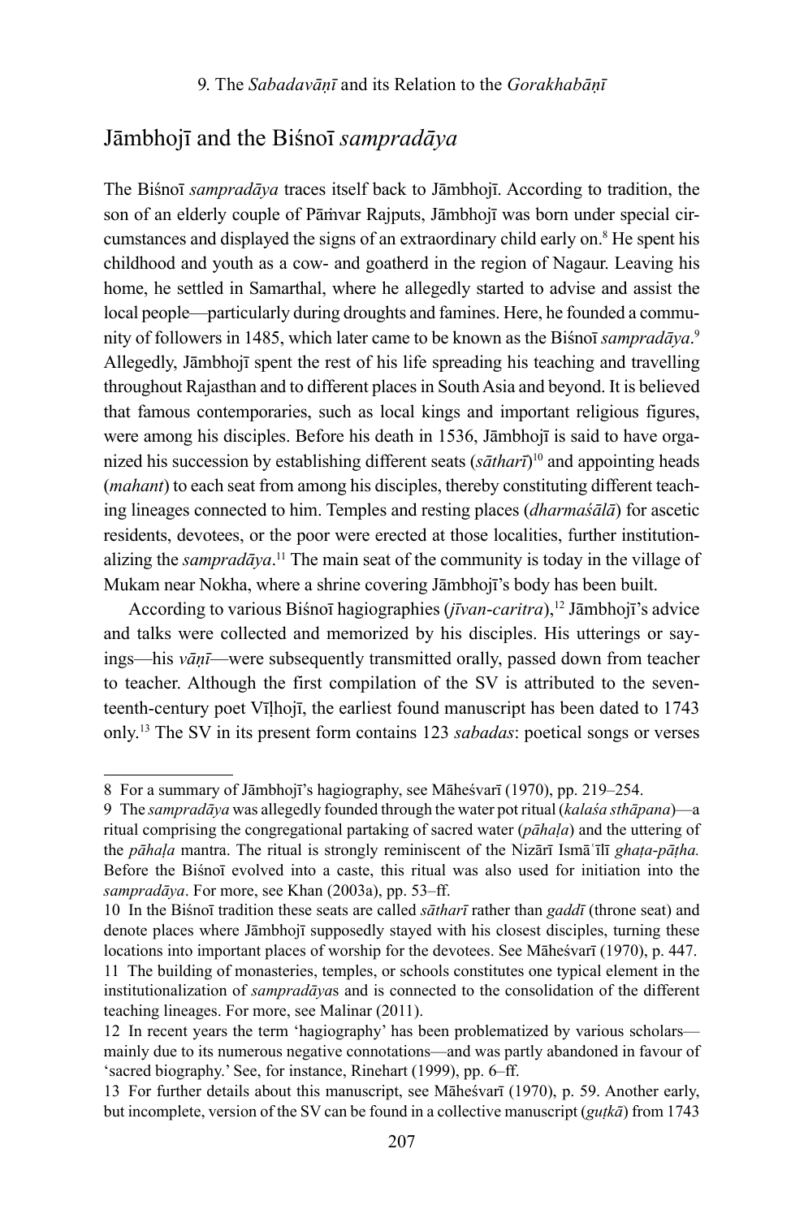## Jāmbhojī and the Biśnoī *sampradāya*

The Biśnoī *sampradāya* traces itself back to Jāmbhojī. According to tradition, the son of an elderly couple of Pāṁvar Rajputs, Jāmbhojī was born under special circumstances and displayed the signs of an extraordinary child early on.[8] He spent his childhood and youth as a cow- and goatherd in the region of Nagaur. Leaving his home, he settled in Samarthal, where he allegedly started to advise and assist the local people—particularly during droughts and famines. Here, he founded a community of followers in 1485, which later came to be known as the Biśnoī *sampradāya*.[9] Allegedly, Jāmbhojī spent the rest of his life spreading his teaching and travelling throughout Rajasthan and to different places in South Asia and beyond. It is believed that famous contemporaries, such as local kings and important religious figures, were among his disciples. Before his death in 1536, Jāmbhojī is said to have organized his succession by establishing different seats (*sātharī*)[10] and appointing heads (*mahant*) to each seat from among his disciples, thereby constituting different teaching lineages connected to him. Temples and resting places (*dharmaśālā*) for ascetic residents, devotees, or the poor were erected at those localities, further institutionalizing the *sampradāya*.[11] The main seat of the community is today in the village of Mukam near Nokha, where a shrine covering Jāmbhojī's body has been built.

According to various Biśnoī hagiographies (*jīvan-caritra*),[12] Jāmbhojī's advice and talks were collected and memorized by his disciples. His utterings or sayings—his *vāṇī*—were subsequently transmitted orally, passed down from teacher to teacher. Although the first compilation of the SV is attributed to the seventeenth-century poet Vīḷhojī, the earliest found manuscript has been dated to 1743 only.[13] The SV in its present form contains 123 *sabadas*: poetical songs or verses

---

8 For a summary of Jāmbhojī's hagiography, see Māheśvarī (1970), pp. 219–254.

9 The *sampradāya* was allegedly founded through the water pot ritual (*kalaśa sthāpana*)—a ritual comprising the congregational partaking of sacred water (*pāhaḷa*) and the uttering of the *pāhaḷa* mantra. The ritual is strongly reminiscent of the Nizārī Ismāʿīlī *ghaṭa-pāṭha.* Before the Biśnoī evolved into a caste, this ritual was also used for initiation into the *sampradāya*. For more, see Khan (2003a), pp. 53–ff.

10 In the Biśnoī tradition these seats are called *sātharī* rather than *gaddī* (throne seat) and denote places where Jāmbhojī supposedly stayed with his closest disciples, turning these locations into important places of worship for the devotees. See Māheśvarī (1970), p. 447.

11 The building of monasteries, temples, or schools constitutes one typical element in the institutionalization of *sampradāya*s and is connected to the consolidation of the different teaching lineages. For more, see Malinar (2011).

12 In recent years the term 'hagiography' has been problematized by various scholars—mainly due to its numerous negative connotations—and was partly abandoned in favour of 'sacred biography.' See, for instance, Rinehart (1999), pp. 6–ff.

13 For further details about this manuscript, see Māheśvarī (1970), p. 59. Another early, but incomplete, version of the SV can be found in a collective manuscript (*guṭkā*) from 1743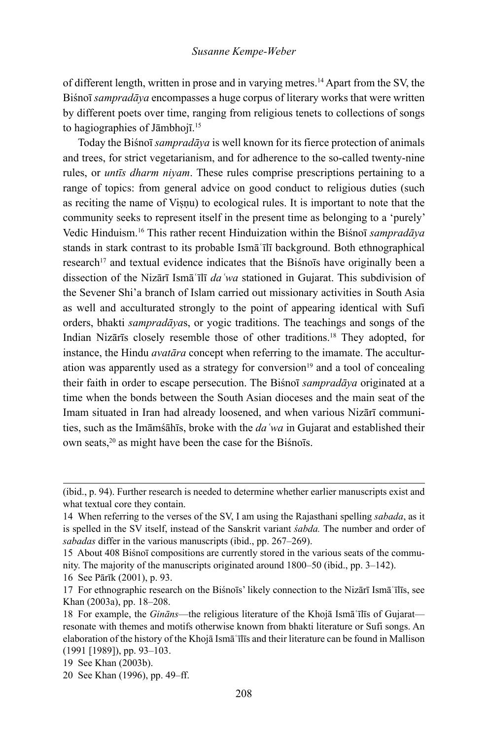of different length, written in prose and in varying metres.[14] Apart from the SV, the Biśnoī *sampradāya* encompasses a huge corpus of literary works that were written by different poets over time, ranging from religious tenets to collections of songs to hagiographies of Jāmbhojī.[15]

Today the Biśnoī *sampradāya* is well known for its fierce protection of animals and trees, for strict vegetarianism, and for adherence to the so-called twenty-nine rules, or *untīs dharm niyam*. These rules comprise prescriptions pertaining to a range of topics: from general advice on good conduct to religious duties (such as reciting the name of Viṣṇu) to ecological rules. It is important to note that the community seeks to represent itself in the present time as belonging to a 'purely' Vedic Hinduism.[16] This rather recent Hinduization within the Biśnoī *sampradāya* stands in stark contrast to its probable Ismāʿīlī background. Both ethnographical research[17] and textual evidence indicates that the Biśnoīs have originally been a dissection of the Nizārī Ismāʿīlī *daʿwa* stationed in Gujarat. This subdivision of the Sevener Shi'a branch of Islam carried out missionary activities in South Asia as well and acculturated strongly to the point of appearing identical with Sufi orders, bhakti *sampradāya*s, or yogic traditions. The teachings and songs of the Indian Nizārīs closely resemble those of other traditions.[18] They adopted, for instance, the Hindu *avatāra* concept when referring to the imamate. The acculturation was apparently used as a strategy for conversion[19] and a tool of concealing their faith in order to escape persecution. The Biśnoī *sampradāya* originated at a time when the bonds between the South Asian dioceses and the main seat of the Imam situated in Iran had already loosened, and when various Nizārī communities, such as the Imāmśāhīs, broke with the *daʿwa* in Gujarat and established their own seats,[20] as might have been the case for the Biśnoīs.

---

(ibid., p. 94). Further research is needed to determine whether earlier manuscripts exist and what textual core they contain.

14 When referring to the verses of the SV, I am using the Rajasthani spelling *sabada*, as it is spelled in the SV itself, instead of the Sanskrit variant *śabda.* The number and order of *sabadas* differ in the various manuscripts (ibid., pp. 267–269).

15 About 408 Biśnoī compositions are currently stored in the various seats of the community. The majority of the manuscripts originated around 1800–50 (ibid., pp. 3–142).

16 See Pārīk (2001), p. 93.

17 For ethnographic research on the Biśnoīs' likely connection to the Nizārī Ismāʿīlīs, see Khan (2003a), pp. 18–208.

18 For example, the *Gināns*—the religious literature of the Khojā Ismāʿīlīs of Gujarat—resonate with themes and motifs otherwise known from bhakti literature or Sufi songs. An elaboration of the history of the Khojā Ismāʿīlīs and their literature can be found in Mallison (1991 [1989]), pp. 93–103.

19 See Khan (2003b).

20 See Khan (1996), pp. 49–ff.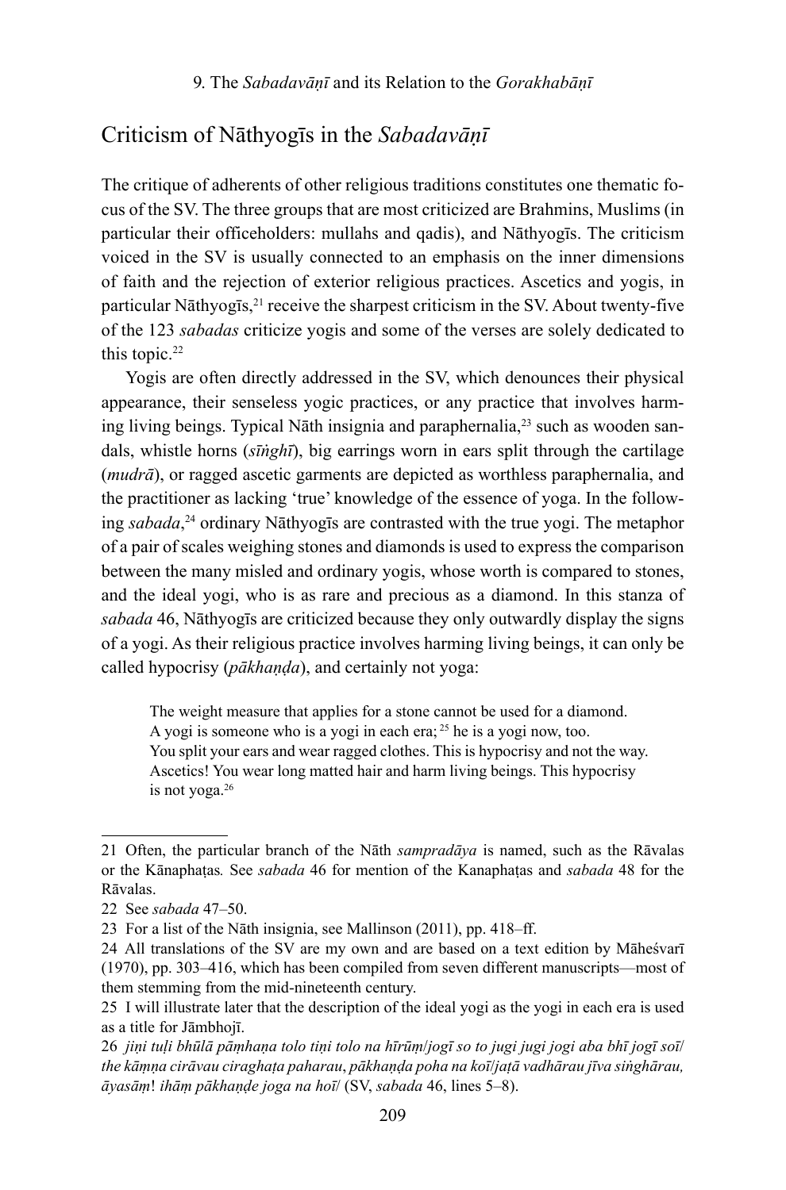## Criticism of Nāthyogīs in the *Sabadavāṇī*

The critique of adherents of other religious traditions constitutes one thematic focus of the SV. The three groups that are most criticized are Brahmins, Muslims (in particular their officeholders: mullahs and qadis), and Nāthyogīs. The criticism voiced in the SV is usually connected to an emphasis on the inner dimensions of faith and the rejection of exterior religious practices. Ascetics and yogis, in particular Nāthyogīs,[21] receive the sharpest criticism in the SV. About twenty-five of the 123 *sabadas* criticize yogis and some of the verses are solely dedicated to this topic.[22]

Yogis are often directly addressed in the SV, which denounces their physical appearance, their senseless yogic practices, or any practice that involves harming living beings. Typical Nāth insignia and paraphernalia,[23] such as wooden sandals, whistle horns (*sīṅghī*), big earrings worn in ears split through the cartilage (*mudrā*), or ragged ascetic garments are depicted as worthless paraphernalia, and the practitioner as lacking 'true' knowledge of the essence of yoga. In the following *sabada*,[24] ordinary Nāthyogīs are contrasted with the true yogi. The metaphor of a pair of scales weighing stones and diamonds is used to express the comparison between the many misled and ordinary yogis, whose worth is compared to stones, and the ideal yogi, who is as rare and precious as a diamond. In this stanza of *sabada* 46, Nāthyogīs are criticized because they only outwardly display the signs of a yogi. As their religious practice involves harming living beings, it can only be called hypocrisy (*pākhaṇḍa*), and certainly not yoga:

> The weight measure that applies for a stone cannot be used for a diamond.
> A yogi is someone who is a yogi in each era;[25] he is a yogi now, too.
> You split your ears and wear ragged clothes. This is hypocrisy and not the way.
> Ascetics! You wear long matted hair and harm living beings. This hypocrisy is not yoga.[26]

---

21 Often, the particular branch of the Nāth *sampradāya* is named, such as the Rāvalas or the Kānaphaṭas. See *sabada* 46 for mention of the Kanaphaṭas and *sabada* 48 for the Rāvalas.

22 See *sabada* 47–50.

23 For a list of the Nāth insignia, see Mallinson (2011), pp. 418–ff.

24 All translations of the SV are my own and are based on a text edition by Māheśvarī (1970), pp. 303–416, which has been compiled from seven different manuscripts—most of them stemming from the mid-nineteenth century.

25 I will illustrate later that the description of the ideal yogi as the yogi in each era is used as a title for Jāmbhojī.

26 *jiṇi tuḷi bhūlā pāṃhaṇa tolo tiṇi tolo na hīrūṃ/jogī so to jugi jugi jogi aba bhī jogī soī/ the kāṃṇa cirāvau ciraghaṭa paharau, pākhaṇḍa poha na koī/jaṭā vadhārau jīva siṅghārau, āyasāṃ! ihāṃ pākhaṇḍe joga na hoī/* (SV, *sabada* 46, lines 5–8).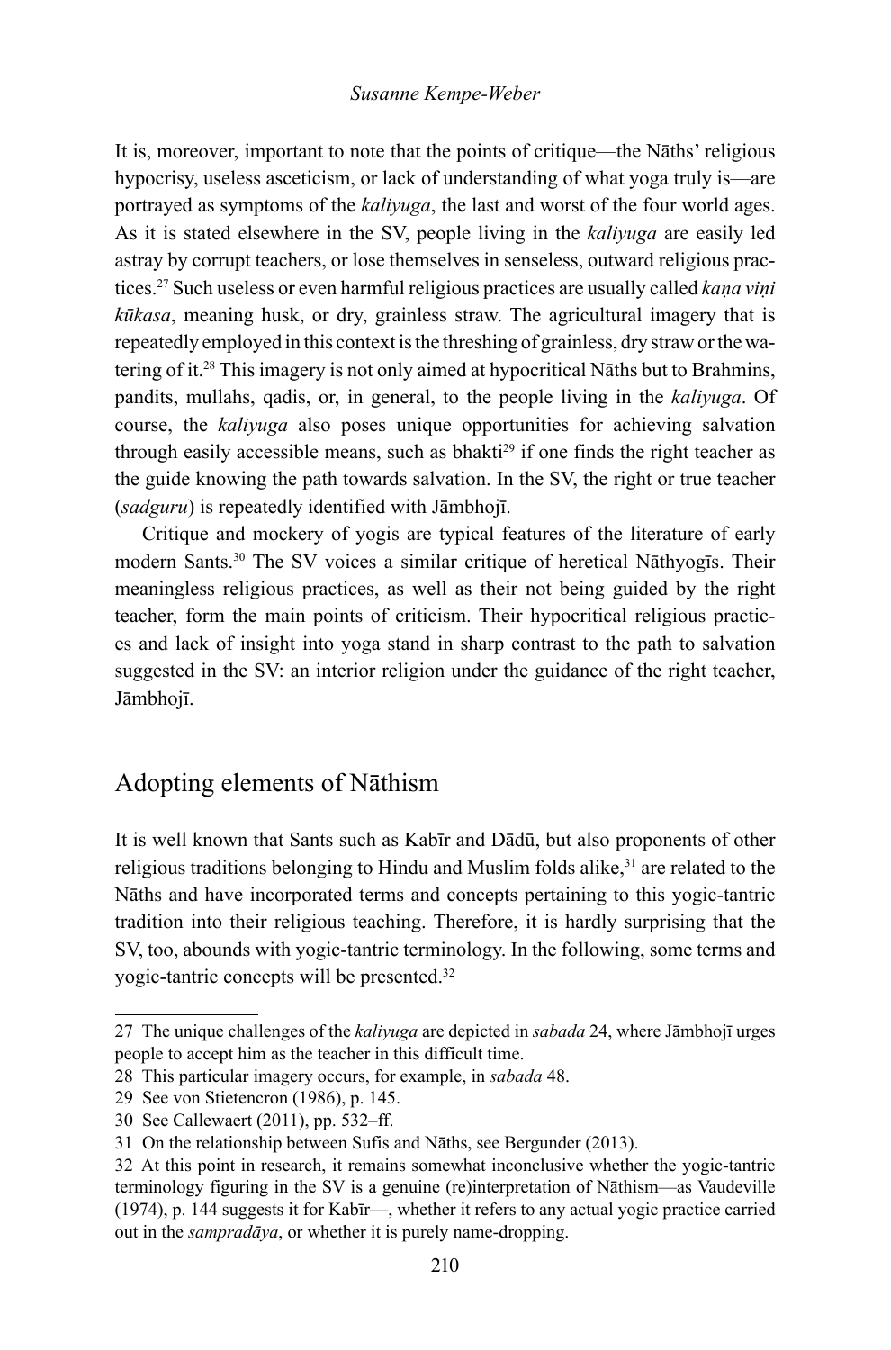It is, moreover, important to note that the points of critique—the Nāths' religious hypocrisy, useless asceticism, or lack of understanding of what yoga truly is—are portrayed as symptoms of the *kaliyuga*, the last and worst of the four world ages. As it is stated elsewhere in the SV, people living in the *kaliyuga* are easily led astray by corrupt teachers, or lose themselves in senseless, outward religious practices.[27] Such useless or even harmful religious practices are usually called *kaṇa viṇi kūkasa*, meaning husk, or dry, grainless straw. The agricultural imagery that is repeatedly employed in this context is the threshing of grainless, dry straw or the watering of it.[28] This imagery is not only aimed at hypocritical Nāths but to Brahmins, pandits, mullahs, qadis, or, in general, to the people living in the *kaliyuga*. Of course, the *kaliyuga* also poses unique opportunities for achieving salvation through easily accessible means, such as bhakti[29] if one finds the right teacher as the guide knowing the path towards salvation. In the SV, the right or true teacher (*sadguru*) is repeatedly identified with Jāmbhojī.

Critique and mockery of yogis are typical features of the literature of early modern Sants.[30] The SV voices a similar critique of heretical Nāthyogīs. Their meaningless religious practices, as well as their not being guided by the right teacher, form the main points of criticism. Their hypocritical religious practices and lack of insight into yoga stand in sharp contrast to the path to salvation suggested in the SV: an interior religion under the guidance of the right teacher, Jāmbhojī.

## Adopting elements of Nāthism

It is well known that Sants such as Kabīr and Dādū, but also proponents of other religious traditions belonging to Hindu and Muslim folds alike,[31] are related to the Nāths and have incorporated terms and concepts pertaining to this yogic-tantric tradition into their religious teaching. Therefore, it is hardly surprising that the SV, too, abounds with yogic-tantric terminology. In the following, some terms and yogic-tantric concepts will be presented.[32]

---

27 The unique challenges of the *kaliyuga* are depicted in *sabada* 24, where Jāmbhojī urges people to accept him as the teacher in this difficult time.

28 This particular imagery occurs, for example, in *sabada* 48.

29 See von Stietencron (1986), p. 145.

30 See Callewaert (2011), pp. 532–ff.

31 On the relationship between Sufis and Nāths, see Bergunder (2013).

32 At this point in research, it remains somewhat inconclusive whether the yogic-tantric terminology figuring in the SV is a genuine (re)interpretation of Nāthism—as Vaudeville (1974), p. 144 suggests it for Kabīr—, whether it refers to any actual yogic practice carried out in the *sampradāya*, or whether it is purely name-dropping.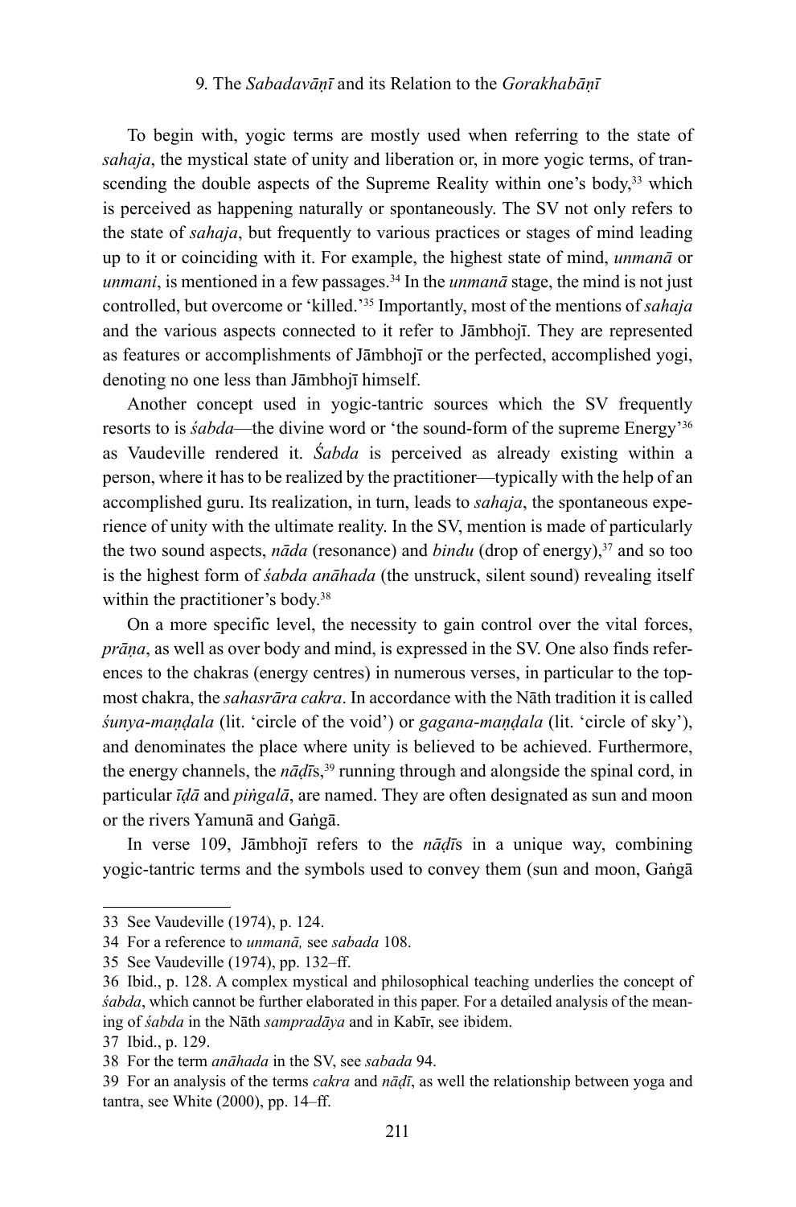To begin with, yogic terms are mostly used when referring to the state of *sahaja*, the mystical state of unity and liberation or, in more yogic terms, of transcending the double aspects of the Supreme Reality within one's body,[33] which is perceived as happening naturally or spontaneously. The SV not only refers to the state of *sahaja*, but frequently to various practices or stages of mind leading up to it or coinciding with it. For example, the highest state of mind, *unmanā* or *unmani*, is mentioned in a few passages.[34] In the *unmanā* stage, the mind is not just controlled, but overcome or 'killed.'[35] Importantly, most of the mentions of *sahaja* and the various aspects connected to it refer to Jāmbhojī. They are represented as features or accomplishments of Jāmbhojī or the perfected, accomplished yogi, denoting no one less than Jāmbhojī himself.

Another concept used in yogic-tantric sources which the SV frequently resorts to is *śabda*—the divine word or 'the sound-form of the supreme Energy'[36] as Vaudeville rendered it. *Śabda* is perceived as already existing within a person, where it has to be realized by the practitioner—typically with the help of an accomplished guru. Its realization, in turn, leads to *sahaja*, the spontaneous experience of unity with the ultimate reality. In the SV, mention is made of particularly the two sound aspects, *nāda* (resonance) and *bindu* (drop of energy),[37] and so too is the highest form of *śabda anāhada* (the unstruck, silent sound) revealing itself within the practitioner's body.[38]

On a more specific level, the necessity to gain control over the vital forces, *prāṇa*, as well as over body and mind, is expressed in the SV. One also finds references to the chakras (energy centres) in numerous verses, in particular to the topmost chakra, the *sahasrāra cakra*. In accordance with the Nāth tradition it is called *śunya-maṇḍala* (lit. 'circle of the void') or *gagana-maṇḍala* (lit. 'circle of sky'), and denominates the place where unity is believed to be achieved. Furthermore, the energy channels, the *nāḍī*s,[39] running through and alongside the spinal cord, in particular *īḍā* and *piṅgalā*, are named. They are often designated as sun and moon or the rivers Yamunā and Gaṅgā.

In verse 109, Jāmbhojī refers to the *nāḍī*s in a unique way, combining yogic-tantric terms and the symbols used to convey them (sun and moon, Gaṅgā

---

33 See Vaudeville (1974), p. 124.

34 For a reference to *unmanā,* see *sabada* 108.

35 See Vaudeville (1974), pp. 132–ff.

36 Ibid., p. 128. A complex mystical and philosophical teaching underlies the concept of *śabda*, which cannot be further elaborated in this paper. For a detailed analysis of the meaning of *śabda* in the Nāth *sampradāya* and in Kabīr, see ibidem.

37 Ibid., p. 129.

38 For the term *anāhada* in the SV, see *sabada* 94.

39 For an analysis of the terms *cakra* and *nāḍī*, as well the relationship between yoga and tantra, see White (2000), pp. 14–ff.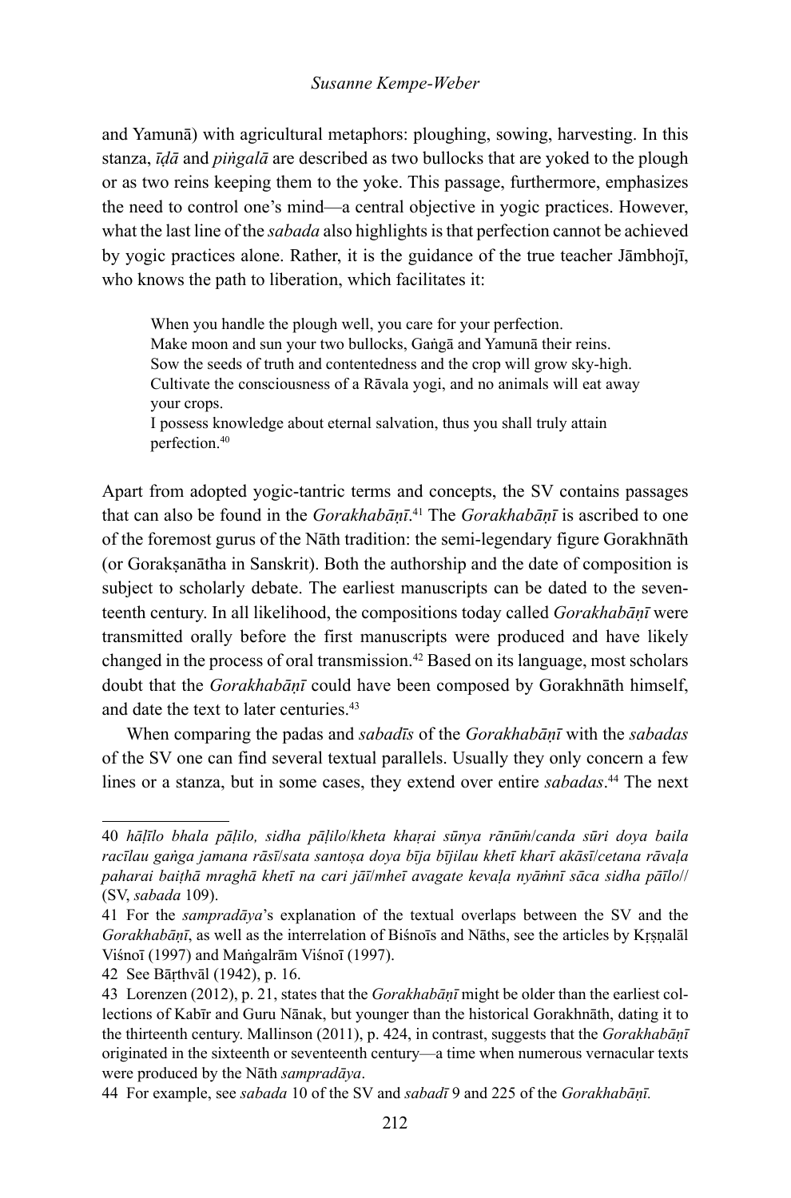and Yamunā) with agricultural metaphors: ploughing, sowing, harvesting. In this stanza, *īḍā* and *piṅgalā* are described as two bullocks that are yoked to the plough or as two reins keeping them to the yoke. This passage, furthermore, emphasizes the need to control one's mind—a central objective in yogic practices. However, what the last line of the *sabada* also highlights is that perfection cannot be achieved by yogic practices alone. Rather, it is the guidance of the true teacher Jāmbhojī, who knows the path to liberation, which facilitates it:

> When you handle the plough well, you care for your perfection.
> Make moon and sun your two bullocks, Gaṅgā and Yamunā their reins.
> Sow the seeds of truth and contentedness and the crop will grow sky-high.
> Cultivate the consciousness of a Rāvala yogi, and no animals will eat away your crops.
> I possess knowledge about eternal salvation, thus you shall truly attain perfection.[40]

Apart from adopted yogic-tantric terms and concepts, the SV contains passages that can also be found in the *Gorakhabāṇī*.[41] The *Gorakhabāṇī* is ascribed to one of the foremost gurus of the Nāth tradition: the semi-legendary figure Gorakhnāth (or Gorakṣanātha in Sanskrit). Both the authorship and the date of composition is subject to scholarly debate. The earliest manuscripts can be dated to the seventeenth century. In all likelihood, the compositions today called *Gorakhabāṇī* were transmitted orally before the first manuscripts were produced and have likely changed in the process of oral transmission.[42] Based on its language, most scholars doubt that the *Gorakhabāṇī* could have been composed by Gorakhnāth himself, and date the text to later centuries.[43]

When comparing the padas and *sabadīs* of the *Gorakhabāṇī* with the *sabadas* of the SV one can find several textual parallels. Usually they only concern a few lines or a stanza, but in some cases, they extend over entire *sabadas*.[44] The next

---

40 *hāḷīlo bhala pāḷilo, sidha pāḷilo/kheta khaṛai sūnya rānūṁ/canda sūri doya baila racīlau gaṅga jamana rāsī/sata santoṣa doya bīja bījilau khetī kharī akāsī/cetana rāvaḷa paharai baiṭhā mraghā khetī na cari jāī/mheī avagate kevaḷa nyāṁnī sāca sidha pāīlo//* (SV, *sabada* 109).

41 For the *sampradāya*'s explanation of the textual overlaps between the SV and the *Gorakhabāṇī*, as well as the interrelation of Biśnoīs and Nāths, see the articles by Kṛṣṇalāl Viśnoī (1997) and Maṅgalrām Viśnoī (1997).

42 See Bāṛthvāl (1942), p. 16.

43 Lorenzen (2012), p. 21, states that the *Gorakhabāṇī* might be older than the earliest collections of Kabīr and Guru Nānak, but younger than the historical Gorakhnāth, dating it to the thirteenth century. Mallinson (2011), p. 424, in contrast, suggests that the *Gorakhabāṇī* originated in the sixteenth or seventeenth century—a time when numerous vernacular texts were produced by the Nāth *sampradāya*.

44 For example, see *sabada* 10 of the SV and *sabadī* 9 and 225 of the *Gorakhabāṇī.*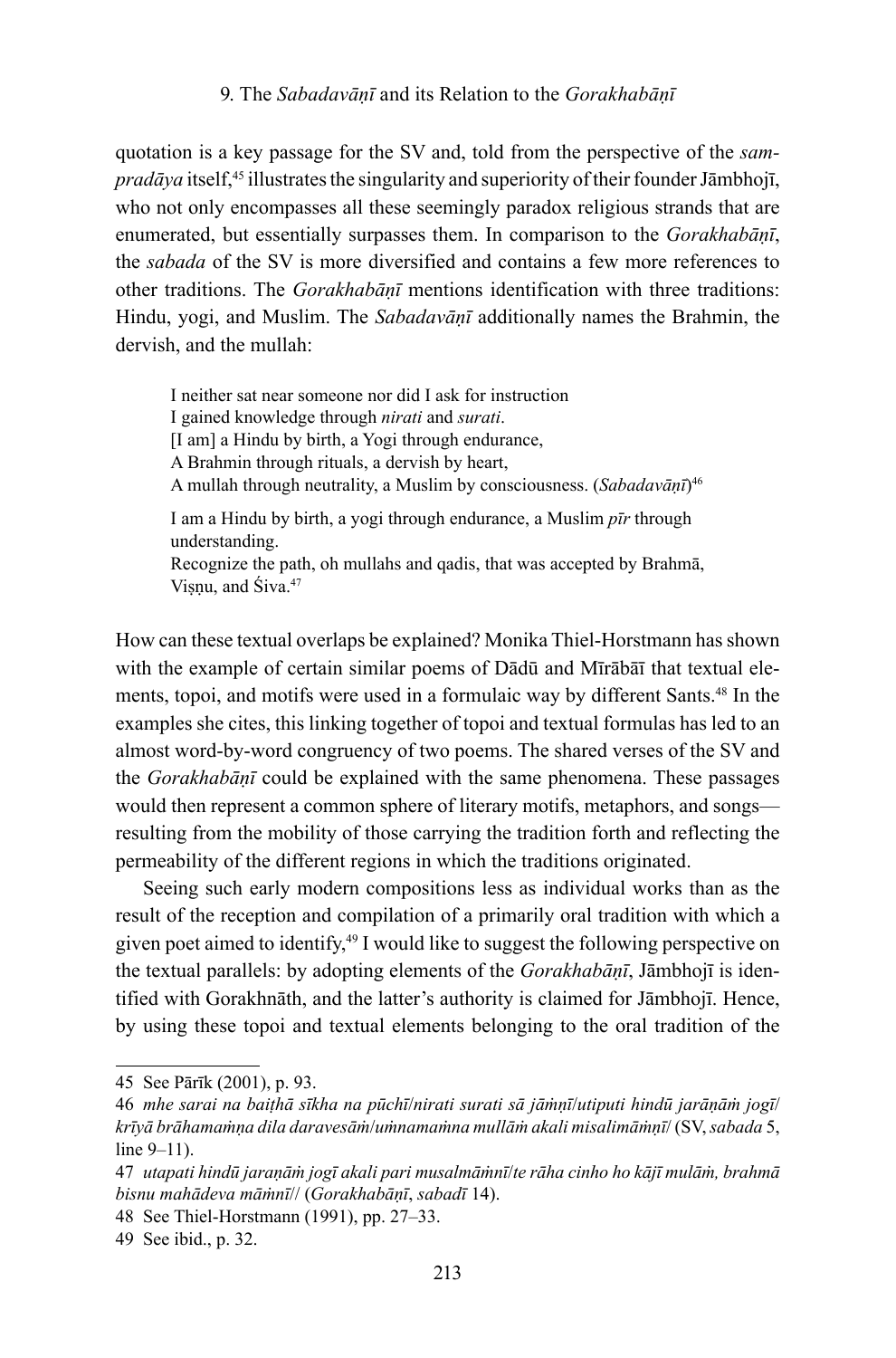quotation is a key passage for the SV and, told from the perspective of the *sampradāya* itself,[45] illustrates the singularity and superiority of their founder Jāmbhojī, who not only encompasses all these seemingly paradox religious strands that are enumerated, but essentially surpasses them. In comparison to the *Gorakhabāṇī*, the *sabada* of the SV is more diversified and contains a few more references to other traditions. The *Gorakhabāṇī* mentions identification with three traditions: Hindu, yogi, and Muslim. The *Sabadavāṇī* additionally names the Brahmin, the dervish, and the mullah:

> I neither sat near someone nor did I ask for instruction
> I gained knowledge through *nirati* and *surati*.
> [I am] a Hindu by birth, a Yogi through endurance,
> A Brahmin through rituals, a dervish by heart,
> A mullah through neutrality, a Muslim by consciousness. (*Sabadavāṇī*)[46]
>
> I am a Hindu by birth, a yogi through endurance, a Muslim *pīr* through understanding.
> Recognize the path, oh mullahs and qadis, that was accepted by Brahmā, Viṣṇu, and Śiva.[47]

How can these textual overlaps be explained? Monika Thiel-Horstmann has shown with the example of certain similar poems of Dādū and Mīrābāī that textual elements, topoi, and motifs were used in a formulaic way by different Sants.[48] In the examples she cites, this linking together of topoi and textual formulas has led to an almost word-by-word congruency of two poems. The shared verses of the SV and the *Gorakhabāṇī* could be explained with the same phenomena. These passages would then represent a common sphere of literary motifs, metaphors, and songs—resulting from the mobility of those carrying the tradition forth and reflecting the permeability of the different regions in which the traditions originated.

Seeing such early modern compositions less as individual works than as the result of the reception and compilation of a primarily oral tradition with which a given poet aimed to identify,[49] I would like to suggest the following perspective on the textual parallels: by adopting elements of the *Gorakhabāṇī*, Jāmbhojī is identified with Gorakhnāth, and the latter's authority is claimed for Jāmbhojī. Hence, by using these topoi and textual elements belonging to the oral tradition of the

---

45 See Pārīk (2001), p. 93.

46 *mhe sarai na baiṭhā sīkha na pūchī/nirati surati sā jāṁṇī/utiputi hindū jarāṇāṁ jogī/ krīyā brāhamaṁṇa dila daravesāṁ/uṁnamaṁna mullāṁ akali misalimāṁṇī/* (SV, *sabada* 5, line 9–11).

47 *utapati hindū jaraṇāṁ jogī akali pari musalmāṁnī/te rāha cinho ho kājī mulāṁ, brahmā bisnu mahādeva māṁnī//* (*Gorakhabāṇī*, *sabadī* 14).

48 See Thiel-Horstmann (1991), pp. 27–33.

49 See ibid., p. 32.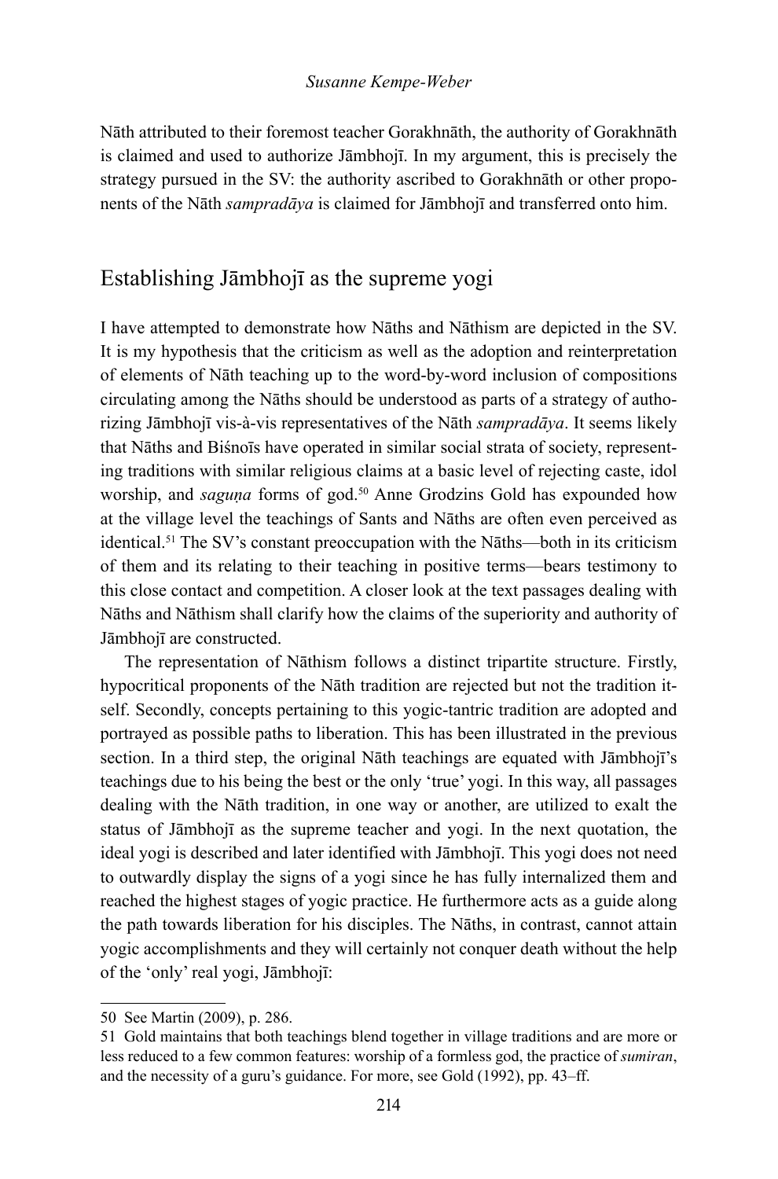Nāth attributed to their foremost teacher Gorakhnāth, the authority of Gorakhnāth is claimed and used to authorize Jāmbhojī. In my argument, this is precisely the strategy pursued in the SV: the authority ascribed to Gorakhnāth or other proponents of the Nāth *sampradāya* is claimed for Jāmbhojī and transferred onto him.

## Establishing Jāmbhojī as the supreme yogi

I have attempted to demonstrate how Nāths and Nāthism are depicted in the SV. It is my hypothesis that the criticism as well as the adoption and reinterpretation of elements of Nāth teaching up to the word-by-word inclusion of compositions circulating among the Nāths should be understood as parts of a strategy of authorizing Jāmbhojī vis-à-vis representatives of the Nāth *sampradāya*. It seems likely that Nāths and Biśnoīs have operated in similar social strata of society, representing traditions with similar religious claims at a basic level of rejecting caste, idol worship, and *saguṇa* forms of god.[50] Anne Grodzins Gold has expounded how at the village level the teachings of Sants and Nāths are often even perceived as identical.[51] The SV's constant preoccupation with the Nāths—both in its criticism of them and its relating to their teaching in positive terms—bears testimony to this close contact and competition. A closer look at the text passages dealing with Nāths and Nāthism shall clarify how the claims of the superiority and authority of Jāmbhojī are constructed.

The representation of Nāthism follows a distinct tripartite structure. Firstly, hypocritical proponents of the Nāth tradition are rejected but not the tradition itself. Secondly, concepts pertaining to this yogic-tantric tradition are adopted and portrayed as possible paths to liberation. This has been illustrated in the previous section. In a third step, the original Nāth teachings are equated with Jāmbhojī's teachings due to his being the best or the only 'true' yogi. In this way, all passages dealing with the Nāth tradition, in one way or another, are utilized to exalt the status of Jāmbhojī as the supreme teacher and yogi. In the next quotation, the ideal yogi is described and later identified with Jāmbhojī. This yogi does not need to outwardly display the signs of a yogi since he has fully internalized them and reached the highest stages of yogic practice. He furthermore acts as a guide along the path towards liberation for his disciples. The Nāths, in contrast, cannot attain yogic accomplishments and they will certainly not conquer death without the help of the 'only' real yogi, Jāmbhojī:

---

50 See Martin (2009), p. 286.

51 Gold maintains that both teachings blend together in village traditions and are more or less reduced to a few common features: worship of a formless god, the practice of *sumiran*, and the necessity of a guru's guidance. For more, see Gold (1992), pp. 43–ff.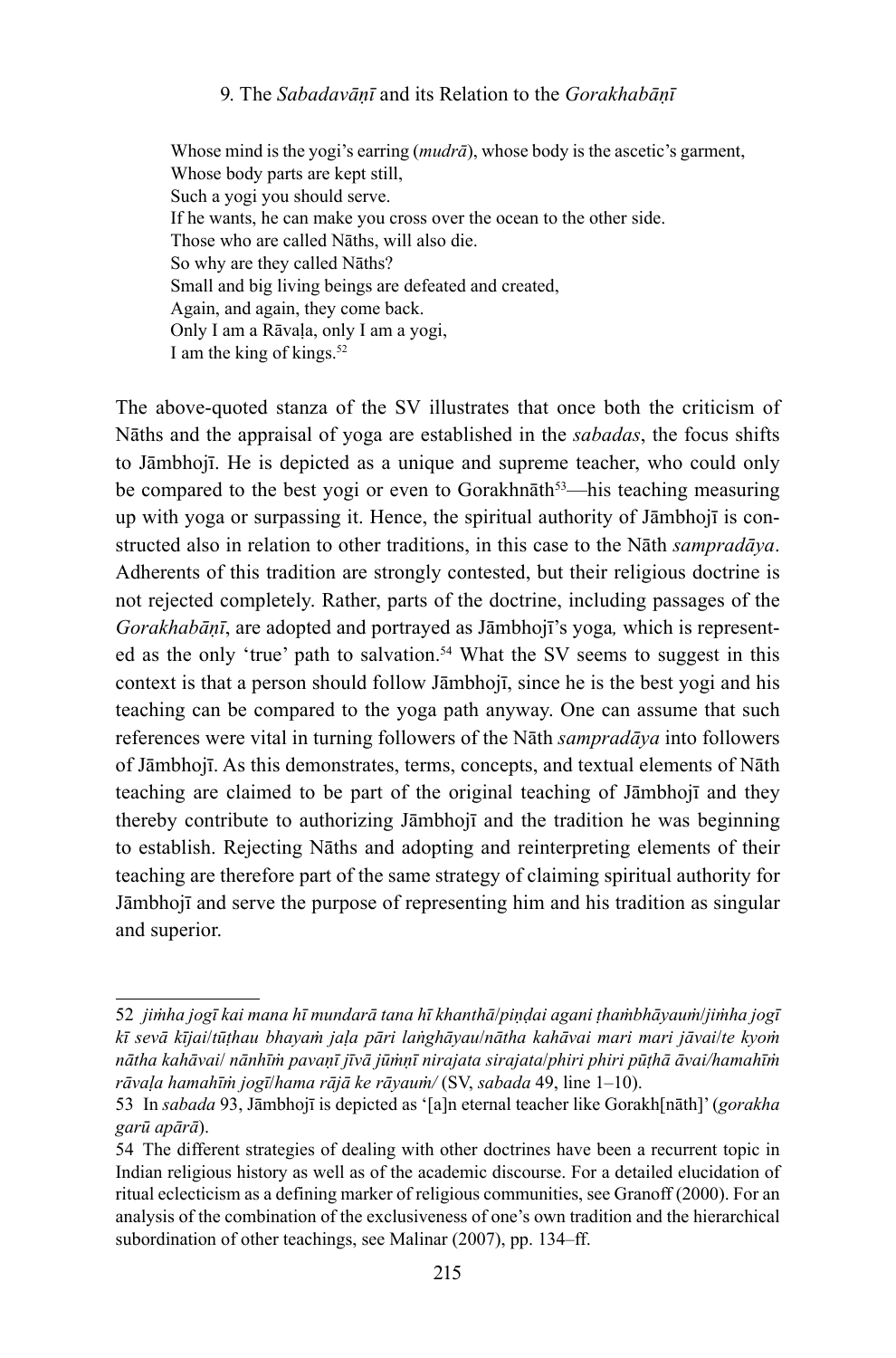Whose mind is the yogi's earring (*mudrā*), whose body is the ascetic's garment,
Whose body parts are kept still,
Such a yogi you should serve.
If he wants, he can make you cross over the ocean to the other side.
Those who are called Nāths, will also die.
So why are they called Nāths?
Small and big living beings are defeated and created,
Again, and again, they come back.
Only I am a Rāvaḷa, only I am a yogi,
I am the king of kings.[52]

The above-quoted stanza of the SV illustrates that once both the criticism of Nāths and the appraisal of yoga are established in the *sabadas*, the focus shifts to Jāmbhojī. He is depicted as a unique and supreme teacher, who could only be compared to the best yogi or even to Gorakhnāth[53]—his teaching measuring up with yoga or surpassing it. Hence, the spiritual authority of Jāmbhojī is constructed also in relation to other traditions, in this case to the Nāth *sampradāya*. Adherents of this tradition are strongly contested, but their religious doctrine is not rejected completely. Rather, parts of the doctrine, including passages of the *Gorakhabāṇī*, are adopted and portrayed as Jāmbhojī's yoga*,* which is represented as the only 'true' path to salvation.[54] What the SV seems to suggest in this context is that a person should follow Jāmbhojī, since he is the best yogi and his teaching can be compared to the yoga path anyway. One can assume that such references were vital in turning followers of the Nāth *sampradāya* into followers of Jāmbhojī. As this demonstrates, terms, concepts, and textual elements of Nāth teaching are claimed to be part of the original teaching of Jāmbhojī and they thereby contribute to authorizing Jāmbhojī and the tradition he was beginning to establish. Rejecting Nāths and adopting and reinterpreting elements of their teaching are therefore part of the same strategy of claiming spiritual authority for Jāmbhojī and serve the purpose of representing him and his tradition as singular and superior.

---

52 *jiṁha jogī kai mana hī mundarā tana hī khanthā*/*piṇḍai agani ṭhaṁbhāyauṁ*/*jiṁha jogī kī sevā kījai*/*tūṭhau bhayaṁ jaḷa pāri laṅghāyau*/*nātha kahāvai mari mari jāvai*/*te kyoṁ nātha kahāvai*/ *nānhīṁ pavaṇī jīvā jūṁṇī nirajata sirajata*/*phiri phiri pūṭhā āvai/hamahīṁ rāvaḷa hamahīṁ jogī*/*hama rājā ke rāyauṁ/* (SV, *sabada* 49, line 1–10).

53 In *sabada* 93, Jāmbhojī is depicted as '[a]n eternal teacher like Gorakh[nāth]' (*gorakha garū apārā*).

54 The different strategies of dealing with other doctrines have been a recurrent topic in Indian religious history as well as of the academic discourse. For a detailed elucidation of ritual eclecticism as a defining marker of religious communities, see Granoff (2000). For an analysis of the combination of the exclusiveness of one's own tradition and the hierarchical subordination of other teachings, see Malinar (2007), pp. 134–ff.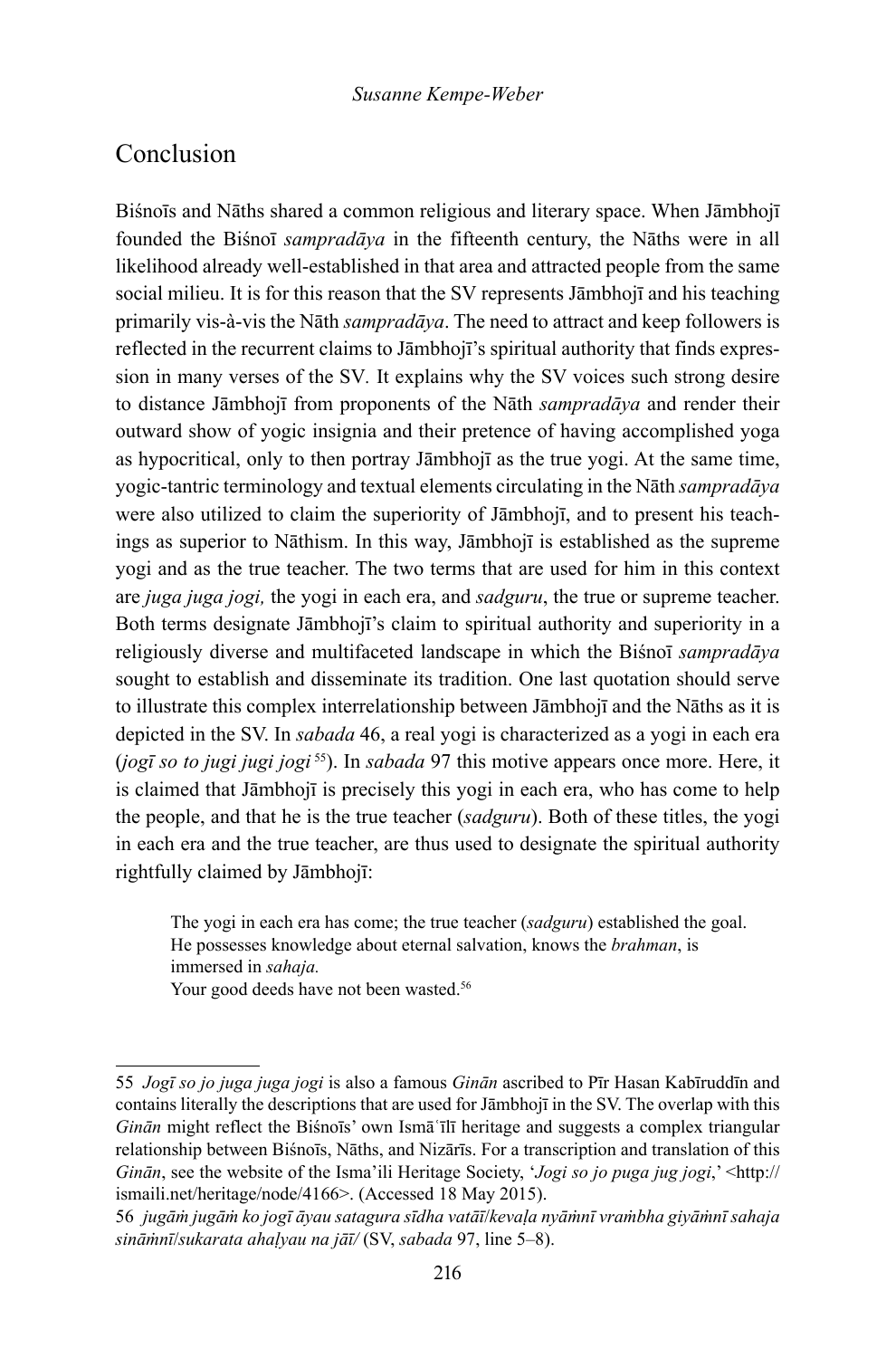## Conclusion

Biśnoīs and Nāths shared a common religious and literary space. When Jāmbhojī founded the Biśnoī *sampradāya* in the fifteenth century, the Nāths were in all likelihood already well-established in that area and attracted people from the same social milieu. It is for this reason that the SV represents Jāmbhojī and his teaching primarily vis-à-vis the Nāth *sampradāya*. The need to attract and keep followers is reflected in the recurrent claims to Jāmbhojī's spiritual authority that finds expression in many verses of the SV. It explains why the SV voices such strong desire to distance Jāmbhojī from proponents of the Nāth *sampradāya* and render their outward show of yogic insignia and their pretence of having accomplished yoga as hypocritical, only to then portray Jāmbhojī as the true yogi. At the same time, yogic-tantric terminology and textual elements circulating in the Nāth *sampradāya* were also utilized to claim the superiority of Jāmbhojī, and to present his teachings as superior to Nāthism. In this way, Jāmbhojī is established as the supreme yogi and as the true teacher. The two terms that are used for him in this context are *juga juga jogi,* the yogi in each era, and *sadguru*, the true or supreme teacher. Both terms designate Jāmbhojī's claim to spiritual authority and superiority in a religiously diverse and multifaceted landscape in which the Biśnoī *sampradāya* sought to establish and disseminate its tradition. One last quotation should serve to illustrate this complex interrelationship between Jāmbhojī and the Nāths as it is depicted in the SV. In *sabada* 46, a real yogi is characterized as a yogi in each era (*jogī so to jugi jugi jogi* [55]). In *sabada* 97 this motive appears once more. Here, it is claimed that Jāmbhojī is precisely this yogi in each era, who has come to help the people, and that he is the true teacher (*sadguru*). Both of these titles, the yogi in each era and the true teacher, are thus used to designate the spiritual authority rightfully claimed by Jāmbhojī:

> The yogi in each era has come; the true teacher (*sadguru*) established the goal.
> He possesses knowledge about eternal salvation, knows the *brahman*, is immersed in *sahaja.*
> Your good deeds have not been wasted.[56]

---

55 *Jogī so jo juga juga jogi* is also a famous *Ginān* ascribed to Pīr Hasan Kabīruddīn and contains literally the descriptions that are used for Jāmbhojī in the SV. The overlap with this *Ginān* might reflect the Biśnoīs' own Ismāʿīlī heritage and suggests a complex triangular relationship between Biśnoīs, Nāths, and Nizārīs. For a transcription and translation of this *Ginān*, see the website of the Isma'ili Heritage Society, '*Jogi so jo puga jug jogi*,' <http://ismaili.net/heritage/node/4166>. (Accessed 18 May 2015).

56 *jugāṁ jugāṁ ko jogī āyau satagura sīdha vatāī/kevaḷa nyāṁnī vraṁbha giyāṁnī sahaja sināṁnī/sukarata ahaḷyau na jāī/* (SV, *sabada* 97, line 5–8).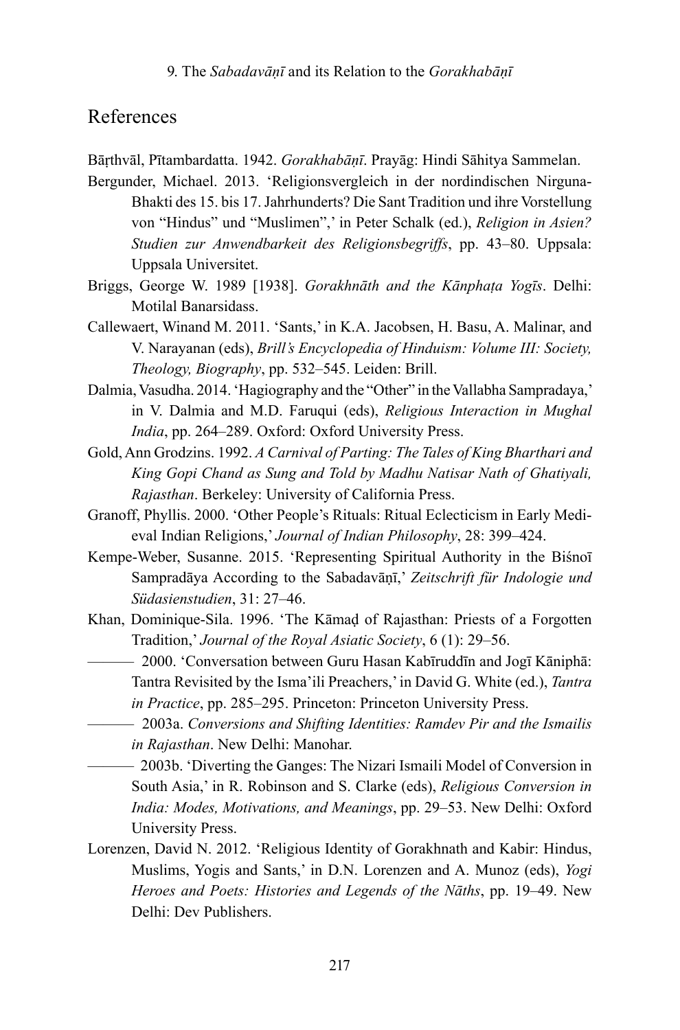## References

Bāṛthvāl, Pītambardatta. 1942. *Gorakhabāṇī*. Prayāg: Hindi Sāhitya Sammelan.

Bergunder, Michael. 2013. 'Religionsvergleich in der nordindischen Nirguna-Bhakti des 15. bis 17. Jahrhunderts? Die Sant Tradition und ihre Vorstellung von "Hindus" und "Muslimen",' in Peter Schalk (ed.), *Religion in Asien? Studien zur Anwendbarkeit des Religionsbegriffs*, pp. 43–80. Uppsala: Uppsala Universitet.

Briggs, George W. 1989 [1938]. *Gorakhnāth and the Kānphaṭa Yogīs*. Delhi: Motilal Banarsidass.

Callewaert, Winand M. 2011. 'Sants,' in K.A. Jacobsen, H. Basu, A. Malinar, and V. Narayanan (eds), *Brill's Encyclopedia of Hinduism: Volume III: Society, Theology, Biography*, pp. 532–545. Leiden: Brill.

Dalmia, Vasudha. 2014. 'Hagiography and the "Other" in the Vallabha Sampradaya,' in V. Dalmia and M.D. Faruqui (eds), *Religious Interaction in Mughal India*, pp. 264–289. Oxford: Oxford University Press.

Gold, Ann Grodzins. 1992. *A Carnival of Parting: The Tales of King Bharthari and King Gopi Chand as Sung and Told by Madhu Natisar Nath of Ghatiyali, Rajasthan*. Berkeley: University of California Press.

Granoff, Phyllis. 2000. 'Other People's Rituals: Ritual Eclecticism in Early Medieval Indian Religions,' *Journal of Indian Philosophy*, 28: 399–424.

Kempe-Weber, Susanne. 2015. 'Representing Spiritual Authority in the Biśnoī Sampradāya According to the Sabadavāṇī,' *Zeitschrift für Indologie und Südasienstudien*, 31: 27–46.

Khan, Dominique-Sila. 1996. 'The Kāmaḍ of Rajasthan: Priests of a Forgotten Tradition,' *Journal of the Royal Asiatic Society*, 6 (1): 29–56.

——— 2000. 'Conversation between Guru Hasan Kabīruddīn and Jogī Kāniphā: Tantra Revisited by the Isma'ili Preachers,' in David G. White (ed.), *Tantra in Practice*, pp. 285–295. Princeton: Princeton University Press.

——— 2003a. *Conversions and Shifting Identities: Ramdev Pir and the Ismailis in Rajasthan*. New Delhi: Manohar.

——— 2003b. 'Diverting the Ganges: The Nizari Ismaili Model of Conversion in South Asia,' in R. Robinson and S. Clarke (eds), *Religious Conversion in India: Modes, Motivations, and Meanings*, pp. 29–53. New Delhi: Oxford University Press.

Lorenzen, David N. 2012. 'Religious Identity of Gorakhnath and Kabir: Hindus, Muslims, Yogis and Sants,' in D.N. Lorenzen and A. Munoz (eds), *Yogi Heroes and Poets: Histories and Legends of the Nāths*, pp. 19–49. New Delhi: Dev Publishers.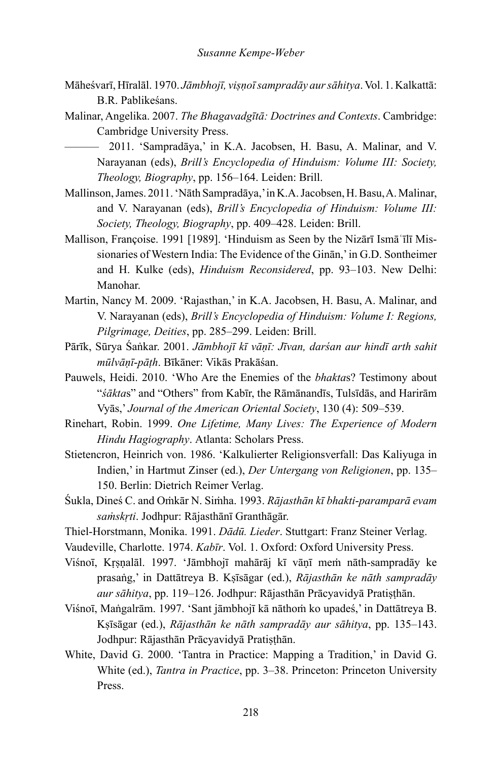Māheśvarī, Hīralāl. 1970. *Jāmbhojī, viṣṇoī sampradāy aur sāhitya*. Vol. 1. Kalkattā: B.R. Pablikeśans.

Malinar, Angelika. 2007. *The Bhagavadgītā: Doctrines and Contexts*. Cambridge: Cambridge University Press.

——— 2011. 'Sampradāya,' in K.A. Jacobsen, H. Basu, A. Malinar, and V. Narayanan (eds), *Brill's Encyclopedia of Hinduism: Volume III: Society, Theology, Biography*, pp. 156–164. Leiden: Brill.

Mallinson, James. 2011. 'Nāth Sampradāya,' in K.A. Jacobsen, H. Basu, A. Malinar, and V. Narayanan (eds), *Brill's Encyclopedia of Hinduism: Volume III: Society, Theology, Biography*, pp. 409–428. Leiden: Brill.

Mallison, Françoise. 1991 [1989]. 'Hinduism as Seen by the Nizārī Ismāʿīlī Missionaries of Western India: The Evidence of the Ginān,' in G.D. Sontheimer and H. Kulke (eds), *Hinduism Reconsidered*, pp. 93–103. New Delhi: Manohar.

Martin, Nancy M. 2009. 'Rajasthan,' in K.A. Jacobsen, H. Basu, A. Malinar, and V. Narayanan (eds), *Brill's Encyclopedia of Hinduism: Volume I: Regions, Pilgrimage, Deities*, pp. 285–299. Leiden: Brill.

Pārīk, Sūrya Śaṅkar. 2001. *Jāmbhojī kī vāṇī: Jīvan, darśan aur hindī arth sahit mūlvāṇī-pāṭh*. Bīkāner: Vikās Prakāśan.

Pauwels, Heidi. 2010. 'Who Are the Enemies of the *bhakta*s? Testimony about "*śākta*s" and "Others" from Kabīr, the Rāmānandīs, Tulsīdās, and Harirām Vyās,' *Journal of the American Oriental Society*, 130 (4): 509–539.

Rinehart, Robin. 1999. *One Lifetime, Many Lives: The Experience of Modern Hindu Hagiography*. Atlanta: Scholars Press.

Stietencron, Heinrich von. 1986. 'Kalkulierter Religionsverfall: Das Kaliyuga in Indien,' in Hartmut Zinser (ed.), *Der Untergang von Religionen*, pp. 135–150. Berlin: Dietrich Reimer Verlag.

Śukla, Dineś C. and Oṁkār N. Siṁha. 1993. *Rājasthān kī bhakti-paramparā evam saṁskṛti*. Jodhpur: Rājasthānī Granthāgār.

Thiel-Horstmann, Monika. 1991. *Dādū. Lieder*. Stuttgart: Franz Steiner Verlag.

Vaudeville, Charlotte. 1974. *Kabīr*. Vol. 1. Oxford: Oxford University Press.

Viśnoī, Kṛṣṇalāl. 1997. 'Jāmbhojī mahārāj kī vāṇī meṁ nāth-sampradāy ke prasaṅg,' in Dattātreya B. Kṣīsāgar (ed.), *Rājasthān ke nāth sampradāy aur sāhitya*, pp. 119–126. Jodhpur: Rājasthān Prācyavidyā Pratiṣṭhān.

Viśnoī, Maṅgalrām. 1997. 'Sant jāmbhojī kā nāthoṁ ko upadeś,' in Dattātreya B. Kṣīsāgar (ed.), *Rājasthān ke nāth sampradāy aur sāhitya*, pp. 135–143. Jodhpur: Rājasthān Prācyavidyā Pratiṣṭhān.

White, David G. 2000. 'Tantra in Practice: Mapping a Tradition,' in David G. White (ed.), *Tantra in Practice*, pp. 3–38. Princeton: Princeton University Press.